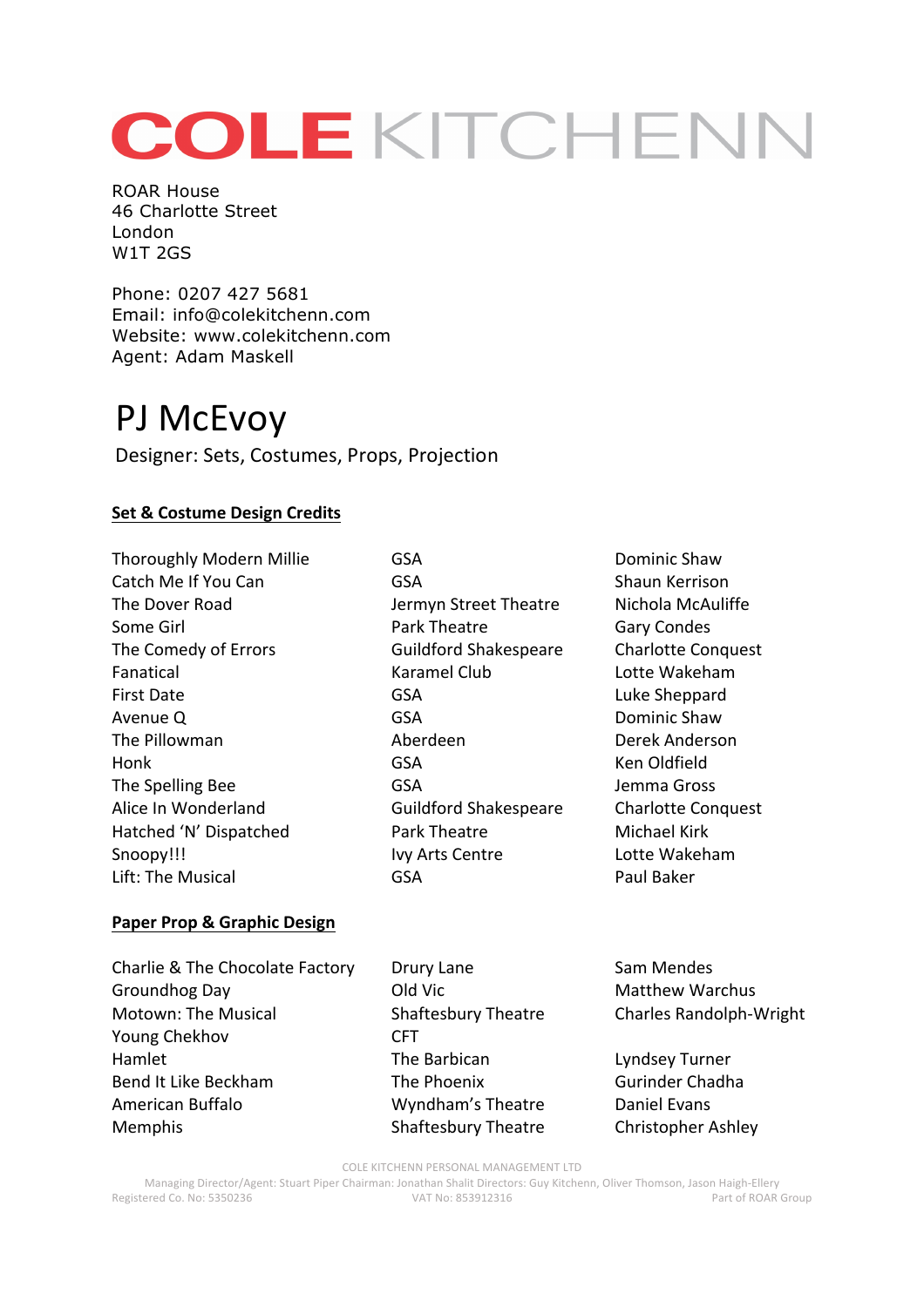# COLE KITCHENN

ROAR House
46 Charlotte Street
London
W1T 2GS

Phone: 0207 427 5681
Email: info@colekitchenn.com
Website: www.colekitchenn.com
Agent: Adam Maskell

# PJ McEvoy

Designer: Sets, Costumes, Props, Projection

## Set & Costume Design Credits

| | | |
|---|---|---|
| Thoroughly Modern Millie | GSA | Dominic Shaw |
| Catch Me If You Can | GSA | Shaun Kerrison |
| The Dover Road | Jermyn Street Theatre | Nichola McAuliffe |
| Some Girl | Park Theatre | Gary Condes |
| The Comedy of Errors | Guildford Shakespeare | Charlotte Conquest |
| Fanatical | Karamel Club | Lotte Wakeham |
| First Date | GSA | Luke Sheppard |
| Avenue Q | GSA | Dominic Shaw |
| The Pillowman | Aberdeen | Derek Anderson |
| Honk | GSA | Ken Oldfield |
| The Spelling Bee | GSA | Jemma Gross |
| Alice In Wonderland | Guildford Shakespeare | Charlotte Conquest |
| Hatched 'N' Dispatched | Park Theatre | Michael Kirk |
| Snoopy!!! | Ivy Arts Centre | Lotte Wakeham |
| Lift: The Musical | GSA | Paul Baker |

## Paper Prop & Graphic Design

| | | |
|---|---|---|
| Charlie & The Chocolate Factory | Drury Lane | Sam Mendes |
| Groundhog Day | Old Vic | Matthew Warchus |
| Motown: The Musical | Shaftesbury Theatre | Charles Randolph-Wright |
| Young Chekhov | CFT | |
| Hamlet | The Barbican | Lyndsey Turner |
| Bend It Like Beckham | The Phoenix | Gurinder Chadha |
| American Buffalo | Wyndham's Theatre | Daniel Evans |
| Memphis | Shaftesbury Theatre | Christopher Ashley |

COLE KITCHENN PERSONAL MANAGEMENT LTD
Managing Director/Agent: Stuart Piper Chairman: Jonathan Shalit Directors: Guy Kitchenn, Oliver Thomson, Jason Haigh-Ellery
Registered Co. No: 5350236 VAT No: 853912316 Part of ROAR Group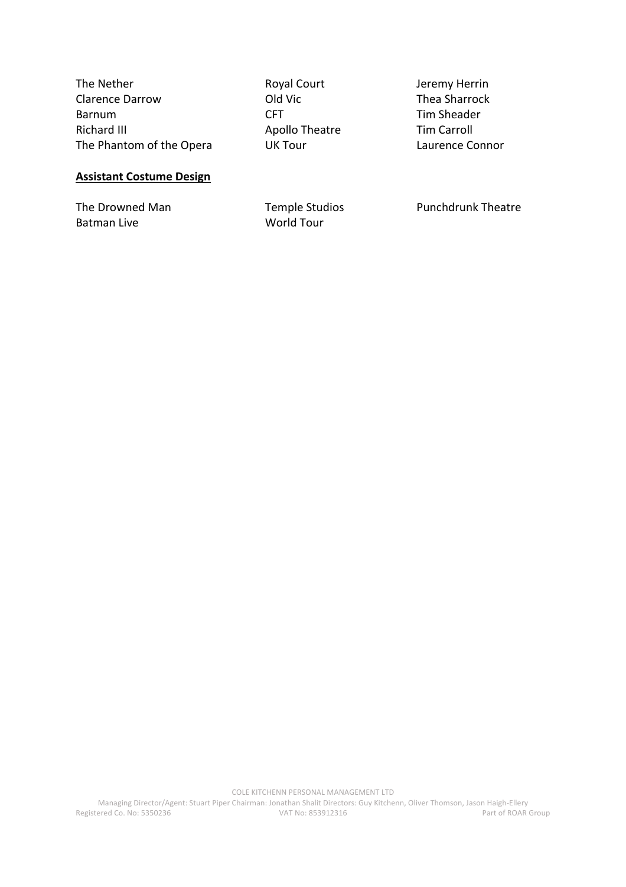| | | |
|---|---|---|
| The Nether | Royal Court | Jeremy Herrin |
| Clarence Darrow | Old Vic | Thea Sharrock |
| Barnum | CFT | Tim Sheader |
| Richard III | Apollo Theatre | Tim Carroll |
| The Phantom of the Opera | UK Tour | Laurence Connor |

**Assistant Costume Design**

| | | |
|---|---|---|
| The Drowned Man | Temple Studios | Punchdrunk Theatre |
| Batman Live | World Tour | |

COLE KITCHENN PERSONAL MANAGEMENT LTD
Managing Director/Agent: Stuart Piper Chairman: Jonathan Shalit Directors: Guy Kitchenn, Oliver Thomson, Jason Haigh-Ellery
Registered Co. No: 5350236 VAT No: 853912316 Part of ROAR Group